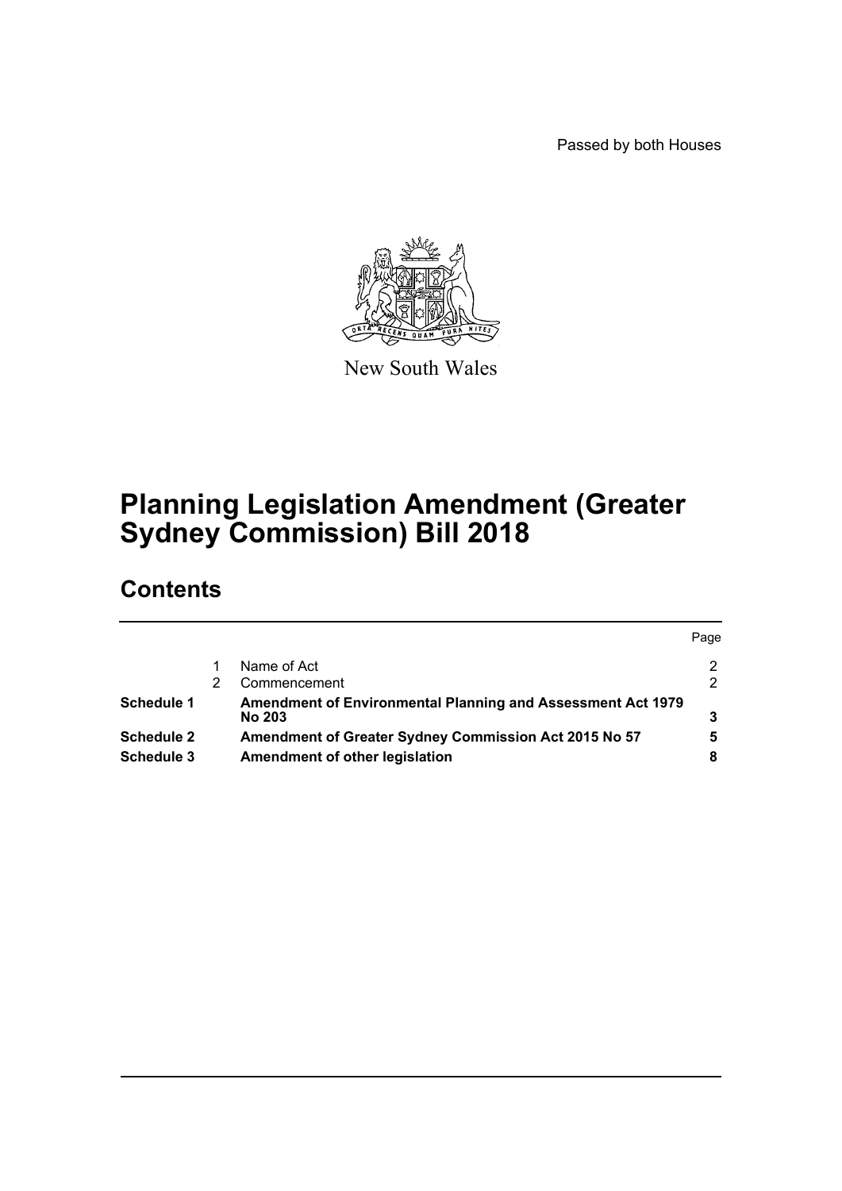Passed by both Houses

New South Wales

# Planning Legislation Amendment (Greater Sydney Commission) Bill 2018

## Contents

| | | | Page |
|---|---|---|---|
| | 1 | Name of Act | 2 |
| | 2 | Commencement | 2 |
| **Schedule 1** | | **Amendment of Environmental Planning and Assessment Act 1979 No 203** | **3** |
| **Schedule 2** | | **Amendment of Greater Sydney Commission Act 2015 No 57** | **5** |
| **Schedule 3** | | **Amendment of other legislation** | **8** |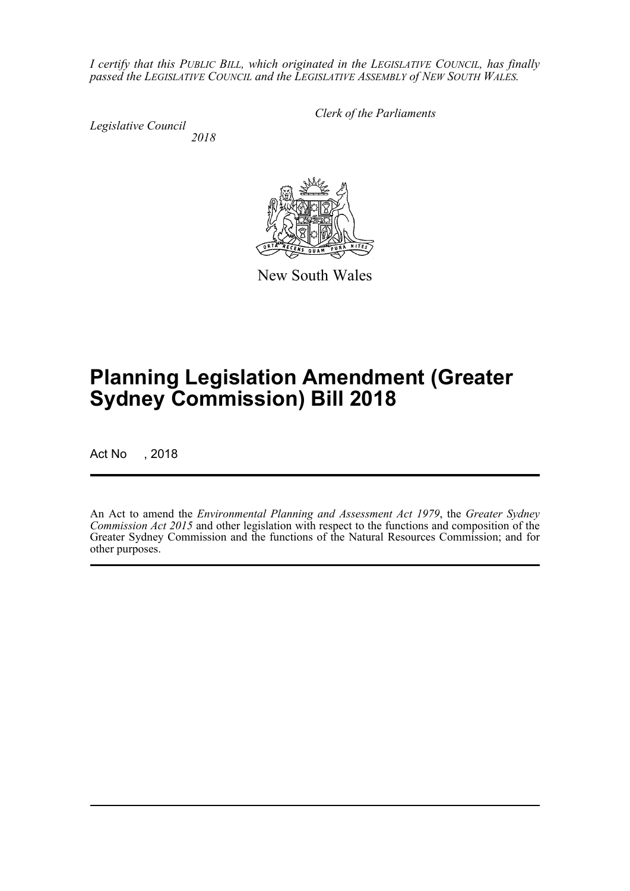*I certify that this PUBLIC BILL, which originated in the LEGISLATIVE COUNCIL, has finally passed the LEGISLATIVE COUNCIL and the LEGISLATIVE ASSEMBLY of NEW SOUTH WALES.*

*Clerk of the Parliaments*

*Legislative Council*
*2018*

New South Wales

# Planning Legislation Amendment (Greater Sydney Commission) Bill 2018

Act No , 2018

An Act to amend the *Environmental Planning and Assessment Act 1979*, the *Greater Sydney Commission Act 2015* and other legislation with respect to the functions and composition of the Greater Sydney Commission and the functions of the Natural Resources Commission; and for other purposes.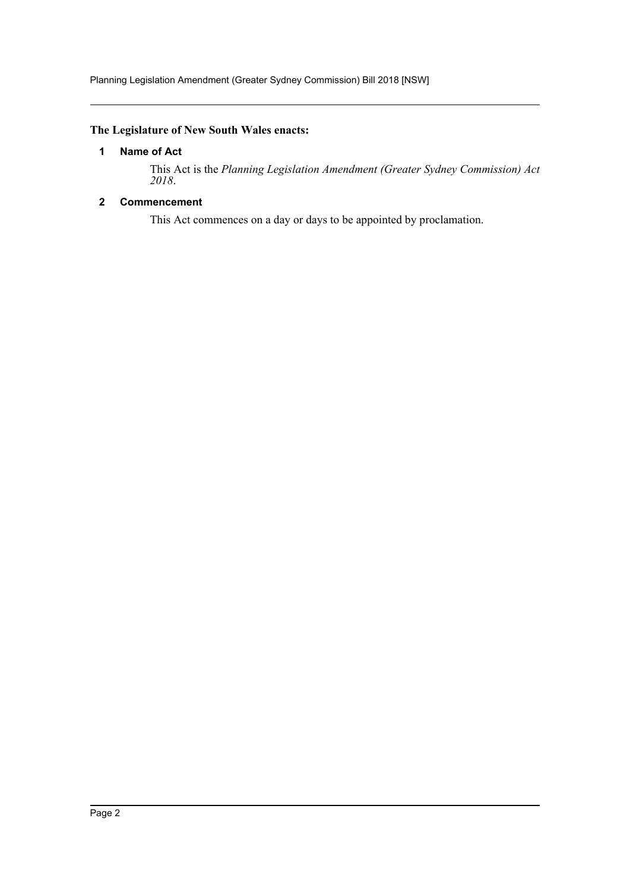**The Legislature of New South Wales enacts:**

## 1 Name of Act

This Act is the *Planning Legislation Amendment (Greater Sydney Commission) Act 2018*.

## 2 Commencement

This Act commences on a day or days to be appointed by proclamation.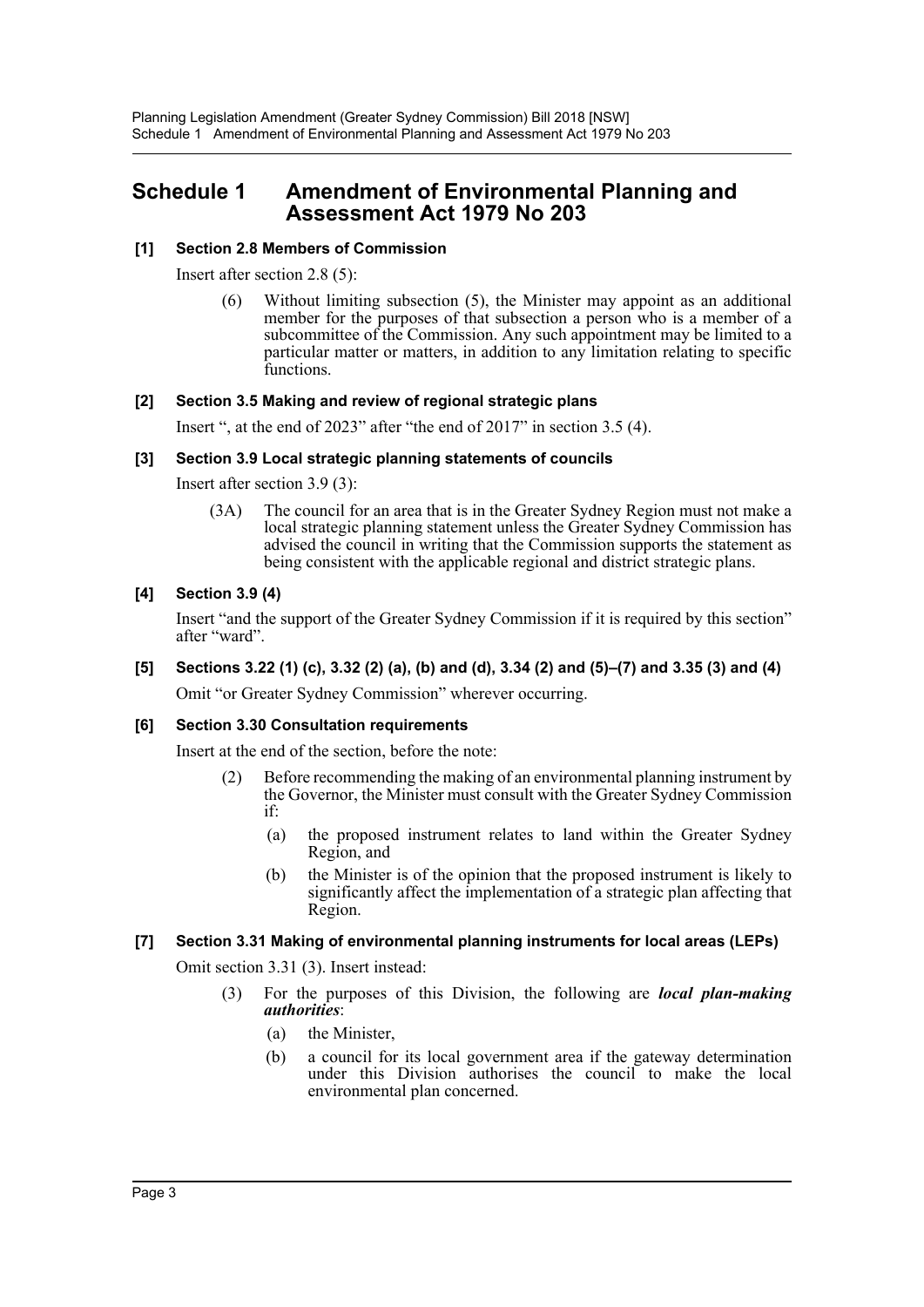# Schedule 1 Amendment of Environmental Planning and Assessment Act 1979 No 203

**[1] Section 2.8 Members of Commission**

Insert after section 2.8 (5):

> (6) Without limiting subsection (5), the Minister may appoint as an additional member for the purposes of that subsection a person who is a member of a subcommittee of the Commission. Any such appointment may be limited to a particular matter or matters, in addition to any limitation relating to specific functions.

**[2] Section 3.5 Making and review of regional strategic plans**

Insert ", at the end of 2023" after "the end of 2017" in section 3.5 (4).

**[3] Section 3.9 Local strategic planning statements of councils**

Insert after section 3.9 (3):

> (3A) The council for an area that is in the Greater Sydney Region must not make a local strategic planning statement unless the Greater Sydney Commission has advised the council in writing that the Commission supports the statement as being consistent with the applicable regional and district strategic plans.

**[4] Section 3.9 (4)**

Insert "and the support of the Greater Sydney Commission if it is required by this section" after "ward".

**[5] Sections 3.22 (1) (c), 3.32 (2) (a), (b) and (d), 3.34 (2) and (5)–(7) and 3.35 (3) and (4)**

Omit "or Greater Sydney Commission" wherever occurring.

**[6] Section 3.30 Consultation requirements**

Insert at the end of the section, before the note:

> (2) Before recommending the making of an environmental planning instrument by the Governor, the Minister must consult with the Greater Sydney Commission if:
>
> (a) the proposed instrument relates to land within the Greater Sydney Region, and
>
> (b) the Minister is of the opinion that the proposed instrument is likely to significantly affect the implementation of a strategic plan affecting that Region.

**[7] Section 3.31 Making of environmental planning instruments for local areas (LEPs)**

Omit section 3.31 (3). Insert instead:

> (3) For the purposes of this Division, the following are ***local plan-making authorities***:
>
> (a) the Minister,
>
> (b) a council for its local government area if the gateway determination under this Division authorises the council to make the local environmental plan concerned.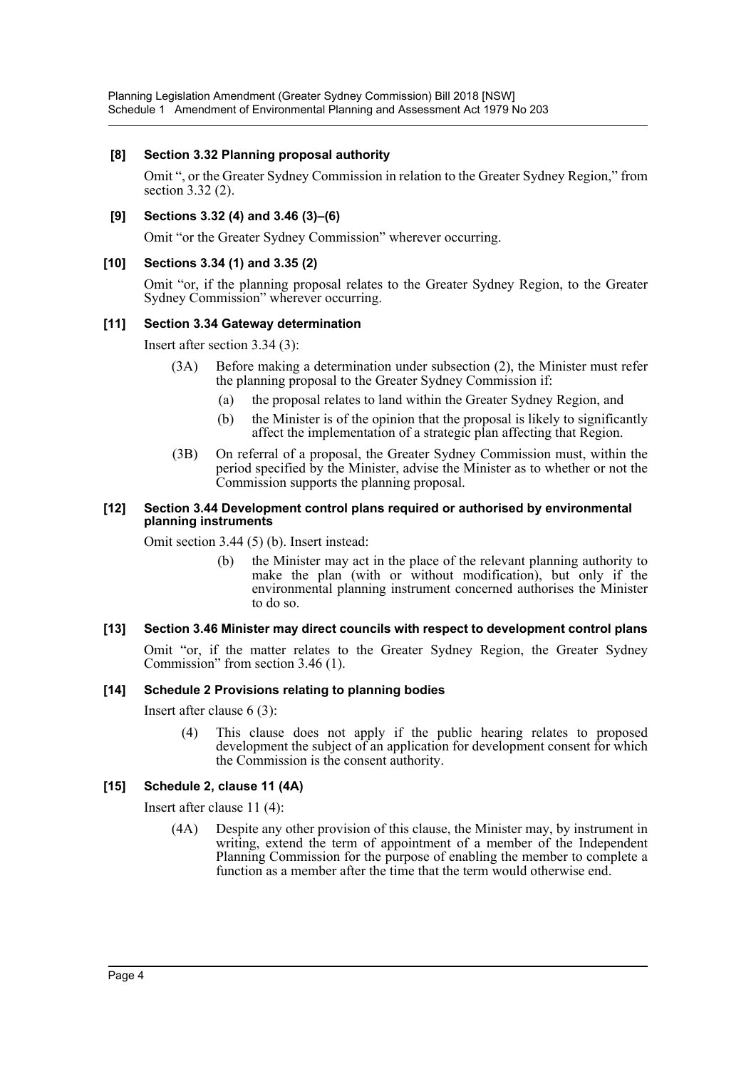### [8] Section 3.32 Planning proposal authority

Omit ", or the Greater Sydney Commission in relation to the Greater Sydney Region," from section 3.32 (2).

### [9] Sections 3.32 (4) and 3.46 (3)–(6)

Omit "or the Greater Sydney Commission" wherever occurring.

### [10] Sections 3.34 (1) and 3.35 (2)

Omit "or, if the planning proposal relates to the Greater Sydney Region, to the Greater Sydney Commission" wherever occurring.

### [11] Section 3.34 Gateway determination

Insert after section 3.34 (3):

(3A) Before making a determination under subsection (2), the Minister must refer the planning proposal to the Greater Sydney Commission if:

(a) the proposal relates to land within the Greater Sydney Region, and

(b) the Minister is of the opinion that the proposal is likely to significantly affect the implementation of a strategic plan affecting that Region.

(3B) On referral of a proposal, the Greater Sydney Commission must, within the period specified by the Minister, advise the Minister as to whether or not the Commission supports the planning proposal.

### [12] Section 3.44 Development control plans required or authorised by environmental planning instruments

Omit section 3.44 (5) (b). Insert instead:

(b) the Minister may act in the place of the relevant planning authority to make the plan (with or without modification), but only if the environmental planning instrument concerned authorises the Minister to do so.

### [13] Section 3.46 Minister may direct councils with respect to development control plans

Omit "or, if the matter relates to the Greater Sydney Region, the Greater Sydney Commission" from section 3.46 (1).

### [14] Schedule 2 Provisions relating to planning bodies

Insert after clause 6 (3):

(4) This clause does not apply if the public hearing relates to proposed development the subject of an application for development consent for which the Commission is the consent authority.

### [15] Schedule 2, clause 11 (4A)

Insert after clause 11 (4):

(4A) Despite any other provision of this clause, the Minister may, by instrument in writing, extend the term of appointment of a member of the Independent Planning Commission for the purpose of enabling the member to complete a function as a member after the time that the term would otherwise end.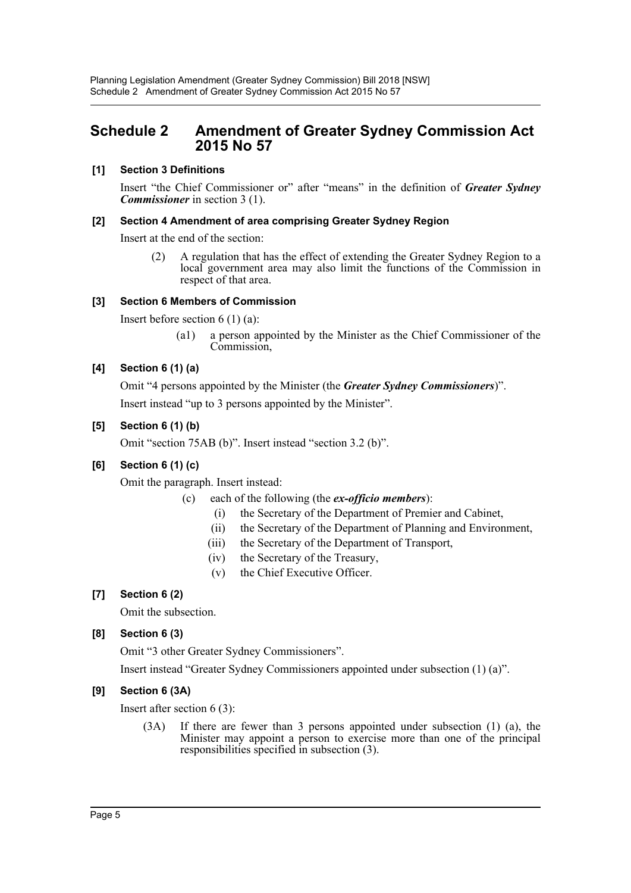## Schedule 2 Amendment of Greater Sydney Commission Act 2015 No 57

### [1] Section 3 Definitions

Insert "the Chief Commissioner or" after "means" in the definition of ***Greater Sydney Commissioner*** in section 3 (1).

### [2] Section 4 Amendment of area comprising Greater Sydney Region

Insert at the end of the section:

> (2) A regulation that has the effect of extending the Greater Sydney Region to a local government area may also limit the functions of the Commission in respect of that area.

### [3] Section 6 Members of Commission

Insert before section 6 (1) (a):

> (a1) a person appointed by the Minister as the Chief Commissioner of the Commission,

### [4] Section 6 (1) (a)

Omit "4 persons appointed by the Minister (the ***Greater Sydney Commissioners***)".

Insert instead "up to 3 persons appointed by the Minister".

### [5] Section 6 (1) (b)

Omit "section 75AB (b)". Insert instead "section 3.2 (b)".

### [6] Section 6 (1) (c)

Omit the paragraph. Insert instead:

> (c) each of the following (the ***ex-officio members***):
>
> (i) the Secretary of the Department of Premier and Cabinet,
>
> (ii) the Secretary of the Department of Planning and Environment,
>
> (iii) the Secretary of the Department of Transport,
>
> (iv) the Secretary of the Treasury,
>
> (v) the Chief Executive Officer.

### [7] Section 6 (2)

Omit the subsection.

### [8] Section 6 (3)

Omit "3 other Greater Sydney Commissioners".

Insert instead "Greater Sydney Commissioners appointed under subsection (1) (a)".

### [9] Section 6 (3A)

Insert after section 6 (3):

> (3A) If there are fewer than 3 persons appointed under subsection (1) (a), the Minister may appoint a person to exercise more than one of the principal responsibilities specified in subsection (3).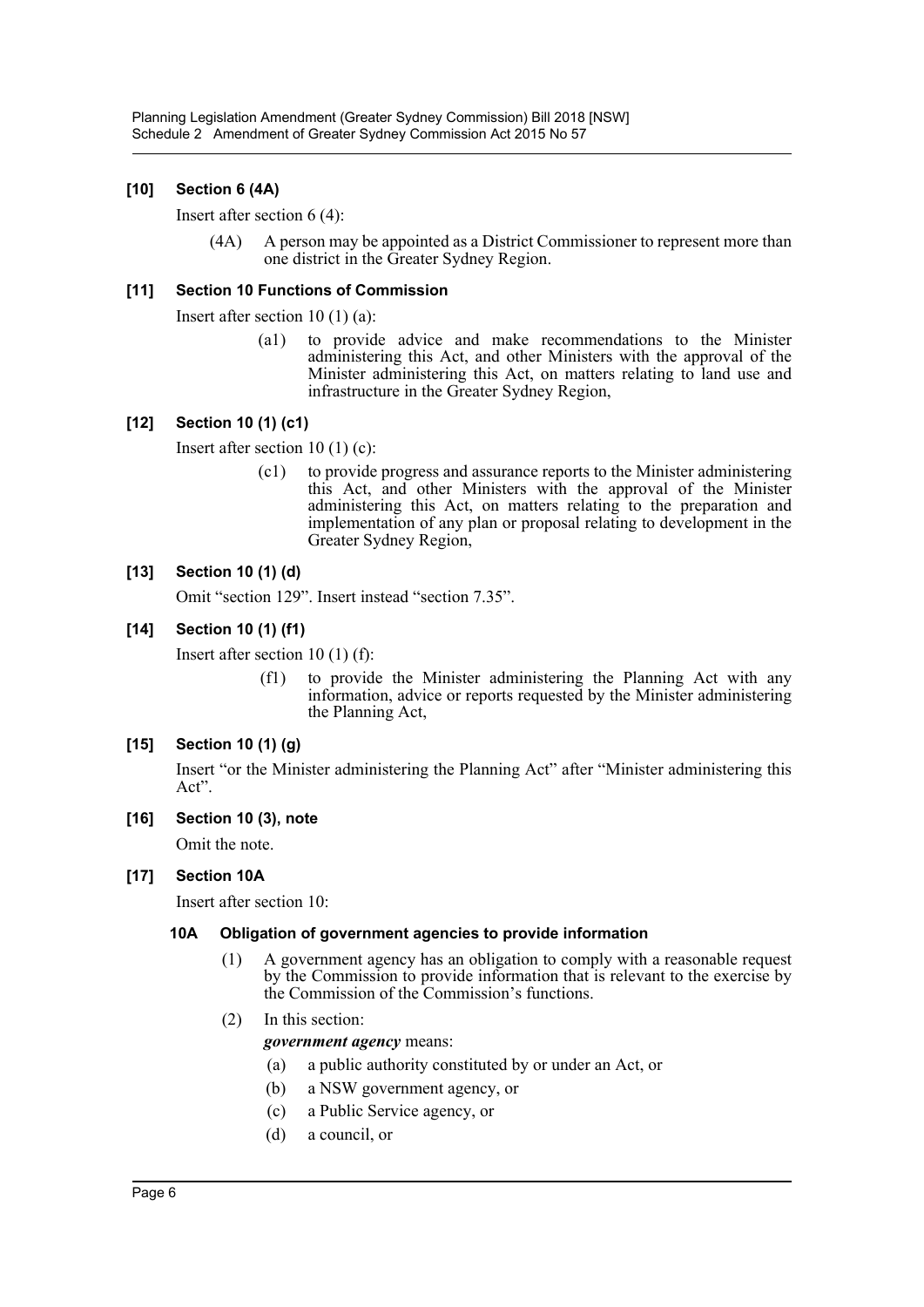### [10] Section 6 (4A)

Insert after section 6 (4):

(4A) A person may be appointed as a District Commissioner to represent more than one district in the Greater Sydney Region.

### [11] Section 10 Functions of Commission

Insert after section 10 (1) (a):

(a1) to provide advice and make recommendations to the Minister administering this Act, and other Ministers with the approval of the Minister administering this Act, on matters relating to land use and infrastructure in the Greater Sydney Region,

### [12] Section 10 (1) (c1)

Insert after section 10 (1) (c):

(c1) to provide progress and assurance reports to the Minister administering this Act, and other Ministers with the approval of the Minister administering this Act, on matters relating to the preparation and implementation of any plan or proposal relating to development in the Greater Sydney Region,

### [13] Section 10 (1) (d)

Omit "section 129". Insert instead "section 7.35".

### [14] Section 10 (1) (f1)

Insert after section 10 (1) (f):

(f1) to provide the Minister administering the Planning Act with any information, advice or reports requested by the Minister administering the Planning Act,

### [15] Section 10 (1) (g)

Insert "or the Minister administering the Planning Act" after "Minister administering this Act".

### [16] Section 10 (3), note

Omit the note.

### [17] Section 10A

Insert after section 10:

#### 10A Obligation of government agencies to provide information

(1) A government agency has an obligation to comply with a reasonable request by the Commission to provide information that is relevant to the exercise by the Commission of the Commission's functions.

(2) In this section:

***government agency*** means:

(a) a public authority constituted by or under an Act, or

(b) a NSW government agency, or

(c) a Public Service agency, or

(d) a council, or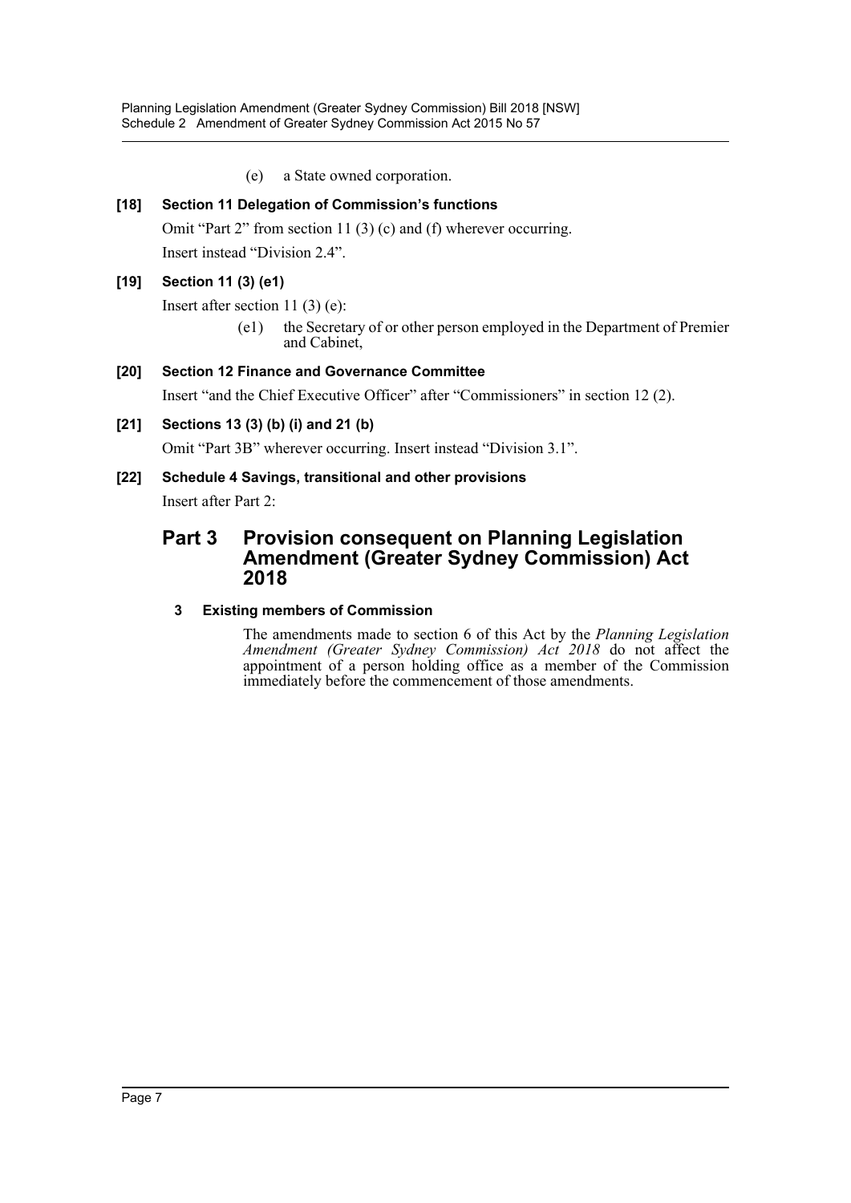(e) a State owned corporation.

**[18] Section 11 Delegation of Commission's functions**

Omit "Part 2" from section 11 (3) (c) and (f) wherever occurring.

Insert instead "Division 2.4".

**[19] Section 11 (3) (e1)**

Insert after section 11 (3) (e):

(e1) the Secretary of or other person employed in the Department of Premier and Cabinet,

**[20] Section 12 Finance and Governance Committee**

Insert "and the Chief Executive Officer" after "Commissioners" in section 12 (2).

**[21] Sections 13 (3) (b) (i) and 21 (b)**

Omit "Part 3B" wherever occurring. Insert instead "Division 3.1".

**[22] Schedule 4 Savings, transitional and other provisions**

Insert after Part 2:

## Part 3 Provision consequent on Planning Legislation Amendment (Greater Sydney Commission) Act 2018

### 3 Existing members of Commission

The amendments made to section 6 of this Act by the *Planning Legislation Amendment (Greater Sydney Commission) Act 2018* do not affect the appointment of a person holding office as a member of the Commission immediately before the commencement of those amendments.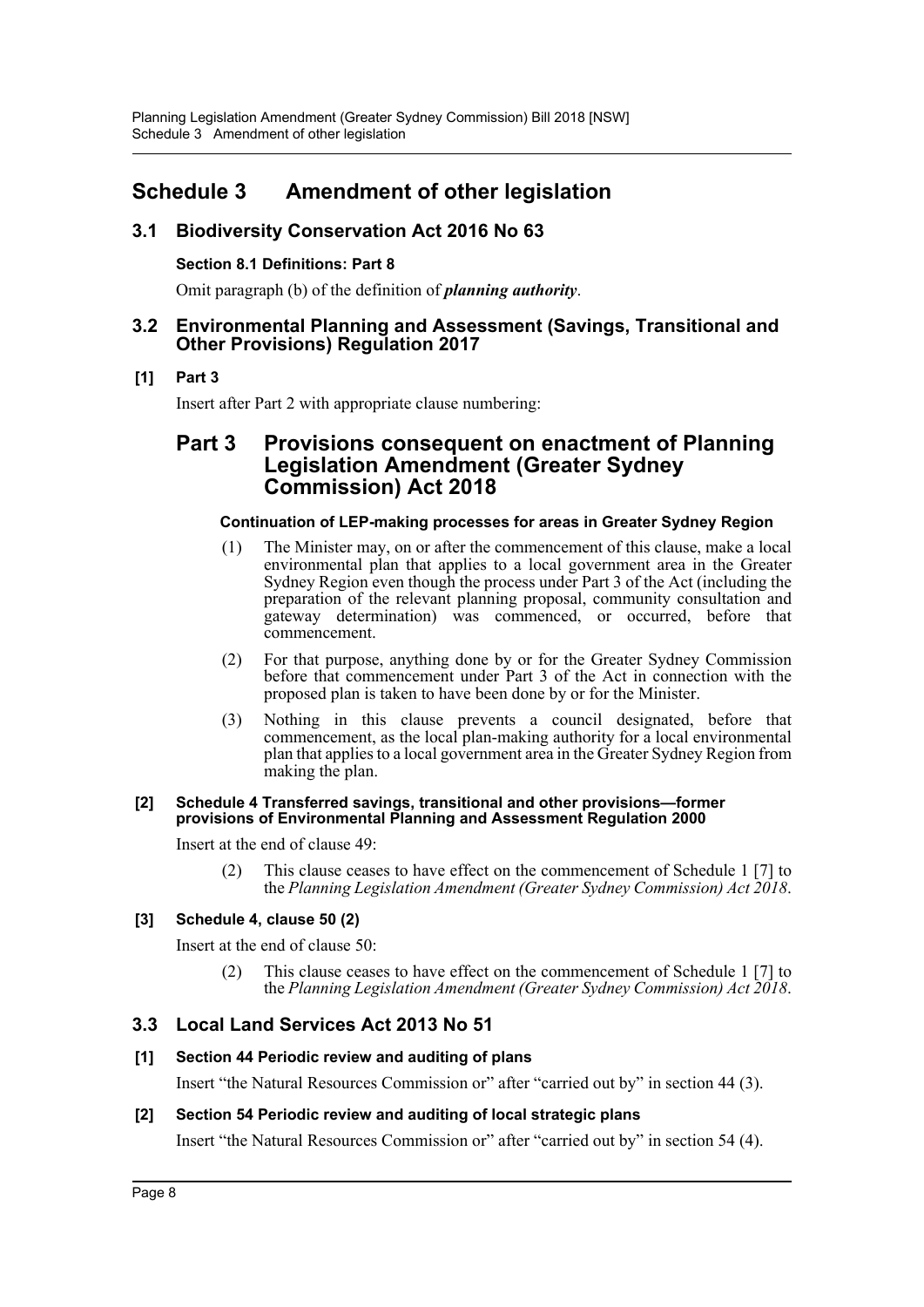# Schedule 3 Amendment of other legislation

## 3.1 Biodiversity Conservation Act 2016 No 63

### Section 8.1 Definitions: Part 8

Omit paragraph (b) of the definition of ***planning authority***.

## 3.2 Environmental Planning and Assessment (Savings, Transitional and Other Provisions) Regulation 2017

### [1] Part 3

Insert after Part 2 with appropriate clause numbering:

## Part 3 Provisions consequent on enactment of Planning Legislation Amendment (Greater Sydney Commission) Act 2018

### Continuation of LEP-making processes for areas in Greater Sydney Region

(1) The Minister may, on or after the commencement of this clause, make a local environmental plan that applies to a local government area in the Greater Sydney Region even though the process under Part 3 of the Act (including the preparation of the relevant planning proposal, community consultation and gateway determination) was commenced, or occurred, before that commencement.

(2) For that purpose, anything done by or for the Greater Sydney Commission before that commencement under Part 3 of the Act in connection with the proposed plan is taken to have been done by or for the Minister.

(3) Nothing in this clause prevents a council designated, before that commencement, as the local plan-making authority for a local environmental plan that applies to a local government area in the Greater Sydney Region from making the plan.

### [2] Schedule 4 Transferred savings, transitional and other provisions—former provisions of Environmental Planning and Assessment Regulation 2000

Insert at the end of clause 49:

(2) This clause ceases to have effect on the commencement of Schedule 1 [7] to the *Planning Legislation Amendment (Greater Sydney Commission) Act 2018*.

### [3] Schedule 4, clause 50 (2)

Insert at the end of clause 50:

(2) This clause ceases to have effect on the commencement of Schedule 1 [7] to the *Planning Legislation Amendment (Greater Sydney Commission) Act 2018*.

## 3.3 Local Land Services Act 2013 No 51

### [1] Section 44 Periodic review and auditing of plans

Insert "the Natural Resources Commission or" after "carried out by" in section 44 (3).

### [2] Section 54 Periodic review and auditing of local strategic plans

Insert "the Natural Resources Commission or" after "carried out by" in section 54 (4).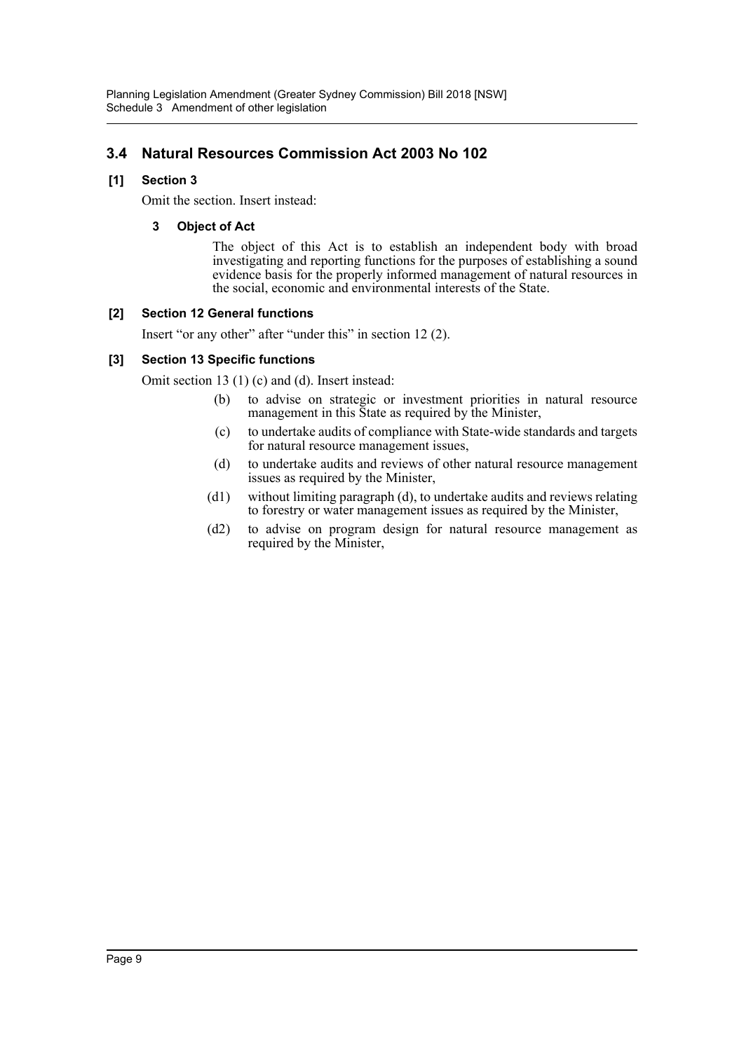## 3.4 Natural Resources Commission Act 2003 No 102

### [1] Section 3

Omit the section. Insert instead:

**3 Object of Act**

The object of this Act is to establish an independent body with broad investigating and reporting functions for the purposes of establishing a sound evidence basis for the properly informed management of natural resources in the social, economic and environmental interests of the State.

### [2] Section 12 General functions

Insert "or any other" after "under this" in section 12 (2).

### [3] Section 13 Specific functions

Omit section 13 (1) (c) and (d). Insert instead:

(b) to advise on strategic or investment priorities in natural resource management in this State as required by the Minister,

(c) to undertake audits of compliance with State-wide standards and targets for natural resource management issues,

(d) to undertake audits and reviews of other natural resource management issues as required by the Minister,

(d1) without limiting paragraph (d), to undertake audits and reviews relating to forestry or water management issues as required by the Minister,

(d2) to advise on program design for natural resource management as required by the Minister,